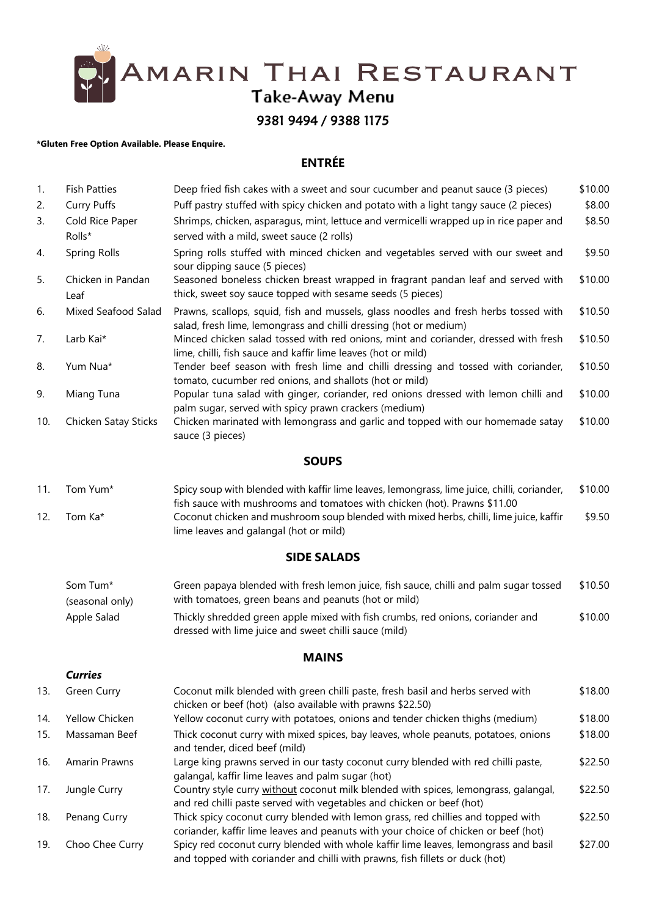# Amarin Thai Restaurant

## Take-Away Menu

9381 9494 / 9388 1175

**\*Gluten Free Option Available. Please Enquire.**

## ENTRÉE

| | | | |
|---|---|---|---|
| 1. | Fish Patties | Deep fried fish cakes with a sweet and sour cucumber and peanut sauce (3 pieces) | $10.00 |
| 2. | Curry Puffs | Puff pastry stuffed with spicy chicken and potato with a light tangy sauce (2 pieces) | $8.00 |
| 3. | Cold Rice Paper Rolls* | Shrimps, chicken, asparagus, mint, lettuce and vermicelli wrapped up in rice paper and served with a mild, sweet sauce (2 rolls) | $8.50 |
| 4. | Spring Rolls | Spring rolls stuffed with minced chicken and vegetables served with our sweet and sour dipping sauce (5 pieces) | $9.50 |
| 5. | Chicken in Pandan Leaf | Seasoned boneless chicken breast wrapped in fragrant pandan leaf and served with thick, sweet soy sauce topped with sesame seeds (5 pieces) | $10.00 |
| 6. | Mixed Seafood Salad | Prawns, scallops, squid, fish and mussels, glass noodles and fresh herbs tossed with salad, fresh lime, lemongrass and chilli dressing (hot or medium) | $10.50 |
| 7. | Larb Kai* | Minced chicken salad tossed with red onions, mint and coriander, dressed with fresh lime, chilli, fish sauce and kaffir lime leaves (hot or mild) | $10.50 |
| 8. | Yum Nua* | Tender beef season with fresh lime and chilli dressing and tossed with coriander, tomato, cucumber red onions, and shallots (hot or mild) | $10.50 |
| 9. | Miang Tuna | Popular tuna salad with ginger, coriander, red onions dressed with lemon chilli and palm sugar, served with spicy prawn crackers (medium) | $10.00 |
| 10. | Chicken Satay Sticks | Chicken marinated with lemongrass and garlic and topped with our homemade satay sauce (3 pieces) | $10.00 |

## SOUPS

| | | | |
|---|---|---|---|
| 11. | Tom Yum* | Spicy soup with blended with kaffir lime leaves, lemongrass, lime juice, chilli, coriander, fish sauce with mushrooms and tomatoes with chicken (hot). Prawns $11.00 | $10.00 |
| 12. | Tom Ka* | Coconut chicken and mushroom soup blended with mixed herbs, chilli, lime juice, kaffir lime leaves and galangal (hot or mild) | $9.50 |

## SIDE SALADS

| | | |
|---|---|---|
| Som Tum* (seasonal only) | Green papaya blended with fresh lemon juice, fish sauce, chilli and palm sugar tossed with tomatoes, green beans and peanuts (hot or mild) | $10.50 |
| Apple Salad | Thickly shredded green apple mixed with fish crumbs, red onions, coriander and dressed with lime juice and sweet chilli sauce (mild) | $10.00 |

## MAINS

***Curries***

| | | | |
|---|---|---|---|
| 13. | Green Curry | Coconut milk blended with green chilli paste, fresh basil and herbs served with chicken or beef (hot) (also available with prawns $22.50) | $18.00 |
| 14. | Yellow Chicken | Yellow coconut curry with potatoes, onions and tender chicken thighs (medium) | $18.00 |
| 15. | Massaman Beef | Thick coconut curry with mixed spices, bay leaves, whole peanuts, potatoes, onions and tender, diced beef (mild) | $18.00 |
| 16. | Amarin Prawns | Large king prawns served in our tasty coconut curry blended with red chilli paste, galangal, kaffir lime leaves and palm sugar (hot) | $22.50 |
| 17. | Jungle Curry | Country style curry <u>without</u> coconut milk blended with spices, lemongrass, galangal, and red chilli paste served with vegetables and chicken or beef (hot) | $22.50 |
| 18. | Penang Curry | Thick spicy coconut curry blended with lemon grass, red chillies and topped with coriander, kaffir lime leaves and peanuts with your choice of chicken or beef (hot) | $22.50 |
| 19. | Choo Chee Curry | Spicy red coconut curry blended with whole kaffir lime leaves, lemongrass and basil and topped with coriander and chilli with prawns, fish fillets or duck (hot) | $27.00 |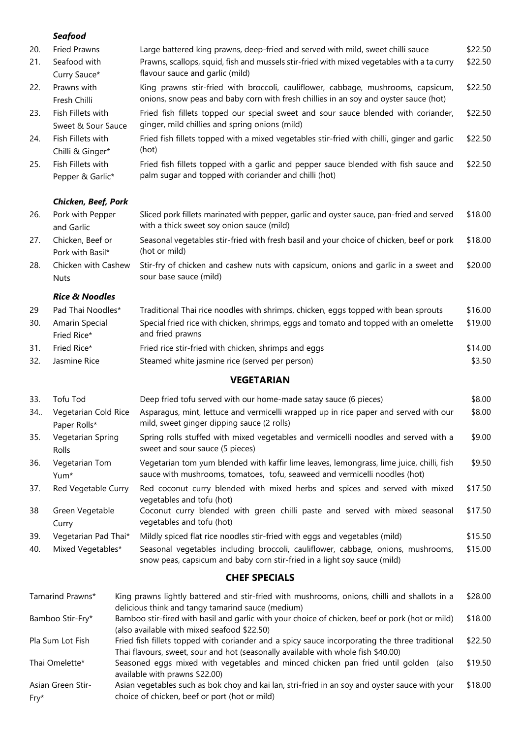### *Seafood*

| | | | |
|---|---|---|---|
| 20. | Fried Prawns | Large battered king prawns, deep-fried and served with mild, sweet chilli sauce | $22.50 |
| 21. | Seafood with Curry Sauce* | Prawns, scallops, squid, fish and mussels stir-fried with mixed vegetables with a ta curry flavour sauce and garlic (mild) | $22.50 |
| 22. | Prawns with Fresh Chilli | King prawns stir-fried with broccoli, cauliflower, cabbage, mushrooms, capsicum, onions, snow peas and baby corn with fresh chillies in an soy and oyster sauce (hot) | $22.50 |
| 23. | Fish Fillets with Sweet & Sour Sauce | Fried fish fillets topped our special sweet and sour sauce blended with coriander, ginger, mild chillies and spring onions (mild) | $22.50 |
| 24. | Fish Fillets with Chilli & Ginger* | Fried fish fillets topped with a mixed vegetables stir-fried with chilli, ginger and garlic (hot) | $22.50 |
| 25. | Fish Fillets with Pepper & Garlic* | Fried fish fillets topped with a garlic and pepper sauce blended with fish sauce and palm sugar and topped with coriander and chilli (hot) | $22.50 |

### *Chicken, Beef, Pork*

| | | | |
|---|---|---|---|
| 26. | Pork with Pepper and Garlic | Sliced pork fillets marinated with pepper, garlic and oyster sauce, pan-fried and served with a thick sweet soy onion sauce (mild) | $18.00 |
| 27. | Chicken, Beef or Pork with Basil* | Seasonal vegetables stir-fried with fresh basil and your choice of chicken, beef or pork (hot or mild) | $18.00 |
| 28. | Chicken with Cashew Nuts | Stir-fry of chicken and cashew nuts with capsicum, onions and garlic in a sweet and sour base sauce (mild) | $20.00 |

### *Rice & Noodles*

| | | | |
|---|---|---|---|
| 29 | Pad Thai Noodles* | Traditional Thai rice noodles with shrimps, chicken, eggs topped with bean sprouts | $16.00 |
| 30. | Amarin Special Fried Rice* | Special fried rice with chicken, shrimps, eggs and tomato and topped with an omelette and fried prawns | $19.00 |
| 31. | Fried Rice* | Fried rice stir-fried with chicken, shrimps and eggs | $14.00 |
| 32. | Jasmine Rice | Steamed white jasmine rice (served per person) | $3.50 |

## VEGETARIAN

| | | | |
|---|---|---|---|
| 33. | Tofu Tod | Deep fried tofu served with our home-made satay sauce (6 pieces) | $8.00 |
| 34.. | Vegetarian Cold Rice Paper Rolls* | Asparagus, mint, lettuce and vermicelli wrapped up in rice paper and served with our mild, sweet ginger dipping sauce (2 rolls) | $8.00 |
| 35. | Vegetarian Spring Rolls | Spring rolls stuffed with mixed vegetables and vermicelli noodles and served with a sweet and sour sauce (5 pieces) | $9.00 |
| 36. | Vegetarian Tom Yum* | Vegetarian tom yum blended with kaffir lime leaves, lemongrass, lime juice, chilli, fish sauce with mushrooms, tomatoes, tofu, seaweed and vermicelli noodles (hot) | $9.50 |
| 37. | Red Vegetable Curry | Red coconut curry blended with mixed herbs and spices and served with mixed vegetables and tofu (hot) | $17.50 |
| 38 | Green Vegetable Curry | Coconut curry blended with green chilli paste and served with mixed seasonal vegetables and tofu (hot) | $17.50 |
| 39. | Vegetarian Pad Thai* | Mildly spiced flat rice noodles stir-fried with eggs and vegetables (mild) | $15.50 |
| 40. | Mixed Vegetables* | Seasonal vegetables including broccoli, cauliflower, cabbage, onions, mushrooms, snow peas, capsicum and baby corn stir-fried in a light soy sauce (mild) | $15.00 |

## CHEF SPECIALS

| | | |
|---|---|---|
| Tamarind Prawns* | King prawns lightly battered and stir-fried with mushrooms, onions, chilli and shallots in a delicious think and tangy tamarind sauce (medium) | $28.00 |
| Bamboo Stir-Fry* | Bamboo stir-fired with basil and garlic with your choice of chicken, beef or pork (hot or mild) (also available with mixed seafood $22.50) | $18.00 |
| Pla Sum Lot Fish | Fried fish fillets topped with coriander and a spicy sauce incorporating the three traditional Thai flavours, sweet, sour and hot (seasonally available with whole fish $40.00) | $22.50 |
| Thai Omelette* | Seasoned eggs mixed with vegetables and minced chicken pan fried until golden (also available with prawns $22.00) | $19.50 |
| Asian Green Stir-Fry* | Asian vegetables such as bok choy and kai lan, stri-fried in an soy and oyster sauce with your choice of chicken, beef or port (hot or mild) | $18.00 |